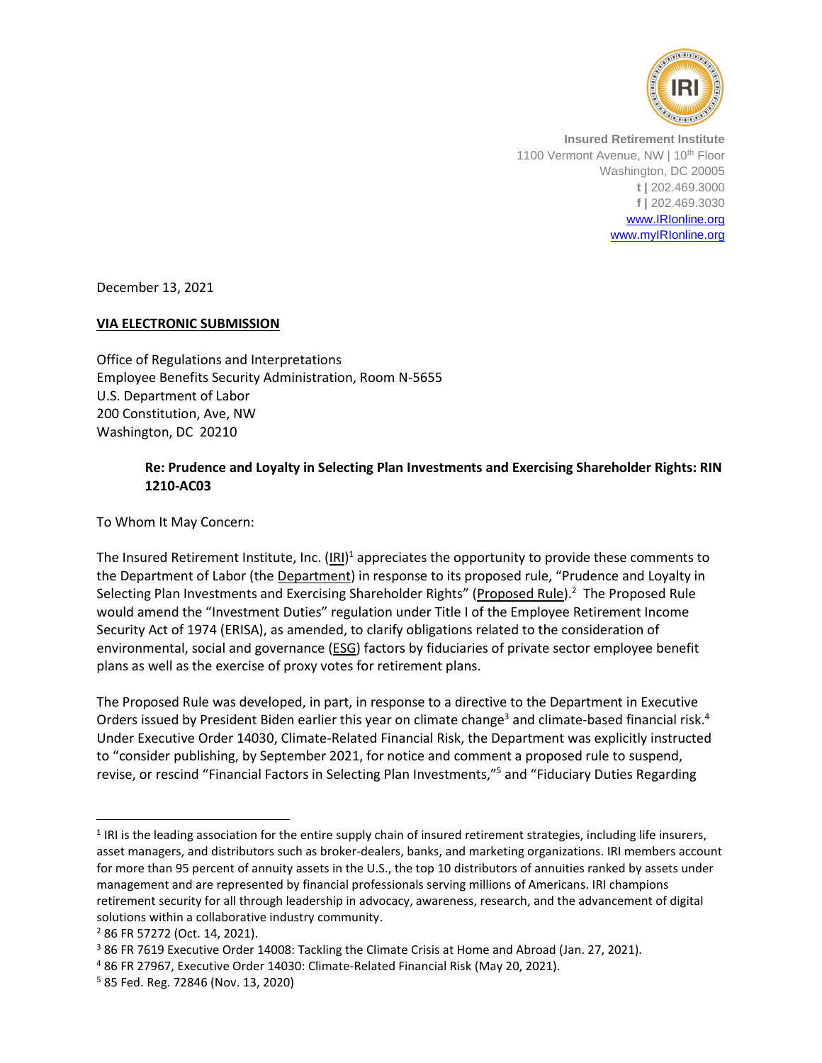Insured Retirement Institute
1100 Vermont Avenue, NW | 10th Floor
Washington, DC 20005
t | 202.469.3000
f | 202.469.3030
www.IRIonline.org
www.myIRIonline.org

December 13, 2021

**VIA ELECTRONIC SUBMISSION**

Office of Regulations and Interpretations
Employee Benefits Security Administration, Room N-5655
U.S. Department of Labor
200 Constitution, Ave, NW
Washington, DC 20210

**Re: Prudence and Loyalty in Selecting Plan Investments and Exercising Shareholder Rights: RIN 1210-AC03**

To Whom It May Concern:

The Insured Retirement Institute, Inc. (IRI)[1] appreciates the opportunity to provide these comments to the Department of Labor (the Department) in response to its proposed rule, "Prudence and Loyalty in Selecting Plan Investments and Exercising Shareholder Rights" (Proposed Rule).[2] The Proposed Rule would amend the "Investment Duties" regulation under Title I of the Employee Retirement Income Security Act of 1974 (ERISA), as amended, to clarify obligations related to the consideration of environmental, social and governance (ESG) factors by fiduciaries of private sector employee benefit plans as well as the exercise of proxy votes for retirement plans.

The Proposed Rule was developed, in part, in response to a directive to the Department in Executive Orders issued by President Biden earlier this year on climate change[3] and climate-based financial risk.[4] Under Executive Order 14030, Climate-Related Financial Risk, the Department was explicitly instructed to "consider publishing, by September 2021, for notice and comment a proposed rule to suspend, revise, or rescind "Financial Factors in Selecting Plan Investments,"[5] and "Fiduciary Duties Regarding

---

[1] IRI is the leading association for the entire supply chain of insured retirement strategies, including life insurers, asset managers, and distributors such as broker-dealers, banks, and marketing organizations. IRI members account for more than 95 percent of annuity assets in the U.S., the top 10 distributors of annuities ranked by assets under management and are represented by financial professionals serving millions of Americans. IRI champions retirement security for all through leadership in advocacy, awareness, research, and the advancement of digital solutions within a collaborative industry community.

[2] 86 FR 57272 (Oct. 14, 2021).

[3] 86 FR 7619 Executive Order 14008: Tackling the Climate Crisis at Home and Abroad (Jan. 27, 2021).

[4] 86 FR 27967, Executive Order 14030: Climate-Related Financial Risk (May 20, 2021).

[5] 85 Fed. Reg. 72846 (Nov. 13, 2020)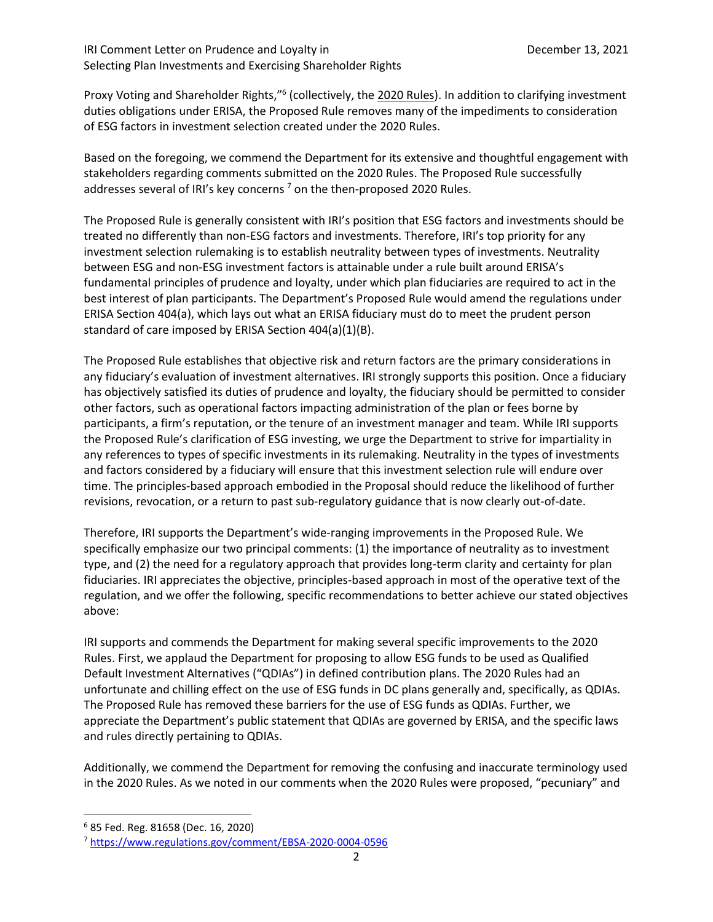Proxy Voting and Shareholder Rights,"[6] (collectively, the 2020 Rules). In addition to clarifying investment duties obligations under ERISA, the Proposed Rule removes many of the impediments to consideration of ESG factors in investment selection created under the 2020 Rules.

Based on the foregoing, we commend the Department for its extensive and thoughtful engagement with stakeholders regarding comments submitted on the 2020 Rules. The Proposed Rule successfully addresses several of IRI's key concerns [7] on the then-proposed 2020 Rules.

The Proposed Rule is generally consistent with IRI's position that ESG factors and investments should be treated no differently than non-ESG factors and investments. Therefore, IRI's top priority for any investment selection rulemaking is to establish neutrality between types of investments. Neutrality between ESG and non-ESG investment factors is attainable under a rule built around ERISA's fundamental principles of prudence and loyalty, under which plan fiduciaries are required to act in the best interest of plan participants. The Department's Proposed Rule would amend the regulations under ERISA Section 404(a), which lays out what an ERISA fiduciary must do to meet the prudent person standard of care imposed by ERISA Section 404(a)(1)(B).

The Proposed Rule establishes that objective risk and return factors are the primary considerations in any fiduciary's evaluation of investment alternatives. IRI strongly supports this position. Once a fiduciary has objectively satisfied its duties of prudence and loyalty, the fiduciary should be permitted to consider other factors, such as operational factors impacting administration of the plan or fees borne by participants, a firm's reputation, or the tenure of an investment manager and team. While IRI supports the Proposed Rule's clarification of ESG investing, we urge the Department to strive for impartiality in any references to types of specific investments in its rulemaking. Neutrality in the types of investments and factors considered by a fiduciary will ensure that this investment selection rule will endure over time. The principles-based approach embodied in the Proposal should reduce the likelihood of further revisions, revocation, or a return to past sub-regulatory guidance that is now clearly out-of-date.

Therefore, IRI supports the Department's wide-ranging improvements in the Proposed Rule. We specifically emphasize our two principal comments: (1) the importance of neutrality as to investment type, and (2) the need for a regulatory approach that provides long-term clarity and certainty for plan fiduciaries. IRI appreciates the objective, principles-based approach in most of the operative text of the regulation, and we offer the following, specific recommendations to better achieve our stated objectives above:

IRI supports and commends the Department for making several specific improvements to the 2020 Rules. First, we applaud the Department for proposing to allow ESG funds to be used as Qualified Default Investment Alternatives ("QDIAs") in defined contribution plans. The 2020 Rules had an unfortunate and chilling effect on the use of ESG funds in DC plans generally and, specifically, as QDIAs. The Proposed Rule has removed these barriers for the use of ESG funds as QDIAs. Further, we appreciate the Department's public statement that QDIAs are governed by ERISA, and the specific laws and rules directly pertaining to QDIAs.

Additionally, we commend the Department for removing the confusing and inaccurate terminology used in the 2020 Rules. As we noted in our comments when the 2020 Rules were proposed, "pecuniary" and

[6] 85 Fed. Reg. 81658 (Dec. 16, 2020)

[7] https://www.regulations.gov/comment/EBSA-2020-0004-0596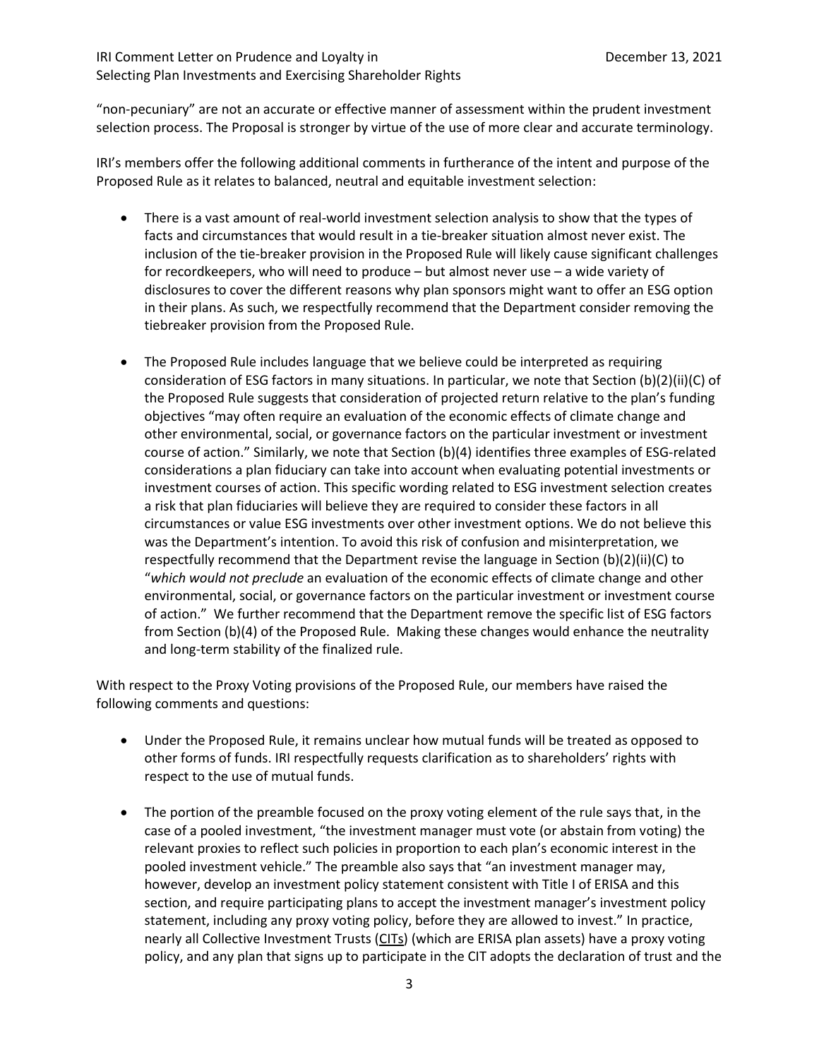"non-pecuniary" are not an accurate or effective manner of assessment within the prudent investment selection process. The Proposal is stronger by virtue of the use of more clear and accurate terminology.

IRI's members offer the following additional comments in furtherance of the intent and purpose of the Proposed Rule as it relates to balanced, neutral and equitable investment selection:

- There is a vast amount of real-world investment selection analysis to show that the types of facts and circumstances that would result in a tie-breaker situation almost never exist. The inclusion of the tie-breaker provision in the Proposed Rule will likely cause significant challenges for recordkeepers, who will need to produce – but almost never use – a wide variety of disclosures to cover the different reasons why plan sponsors might want to offer an ESG option in their plans. As such, we respectfully recommend that the Department consider removing the tiebreaker provision from the Proposed Rule.

- The Proposed Rule includes language that we believe could be interpreted as requiring consideration of ESG factors in many situations. In particular, we note that Section (b)(2)(ii)(C) of the Proposed Rule suggests that consideration of projected return relative to the plan's funding objectives "may often require an evaluation of the economic effects of climate change and other environmental, social, or governance factors on the particular investment or investment course of action." Similarly, we note that Section (b)(4) identifies three examples of ESG-related considerations a plan fiduciary can take into account when evaluating potential investments or investment courses of action. This specific wording related to ESG investment selection creates a risk that plan fiduciaries will believe they are required to consider these factors in all circumstances or value ESG investments over other investment options. We do not believe this was the Department's intention. To avoid this risk of confusion and misinterpretation, we respectfully recommend that the Department revise the language in Section (b)(2)(ii)(C) to "*which would not preclude* an evaluation of the economic effects of climate change and other environmental, social, or governance factors on the particular investment or investment course of action." We further recommend that the Department remove the specific list of ESG factors from Section (b)(4) of the Proposed Rule. Making these changes would enhance the neutrality and long-term stability of the finalized rule.

With respect to the Proxy Voting provisions of the Proposed Rule, our members have raised the following comments and questions:

- Under the Proposed Rule, it remains unclear how mutual funds will be treated as opposed to other forms of funds. IRI respectfully requests clarification as to shareholders' rights with respect to the use of mutual funds.

- The portion of the preamble focused on the proxy voting element of the rule says that, in the case of a pooled investment, "the investment manager must vote (or abstain from voting) the relevant proxies to reflect such policies in proportion to each plan's economic interest in the pooled investment vehicle." The preamble also says that "an investment manager may, however, develop an investment policy statement consistent with Title I of ERISA and this section, and require participating plans to accept the investment manager's investment policy statement, including any proxy voting policy, before they are allowed to invest." In practice, nearly all Collective Investment Trusts (CITs) (which are ERISA plan assets) have a proxy voting policy, and any plan that signs up to participate in the CIT adopts the declaration of trust and the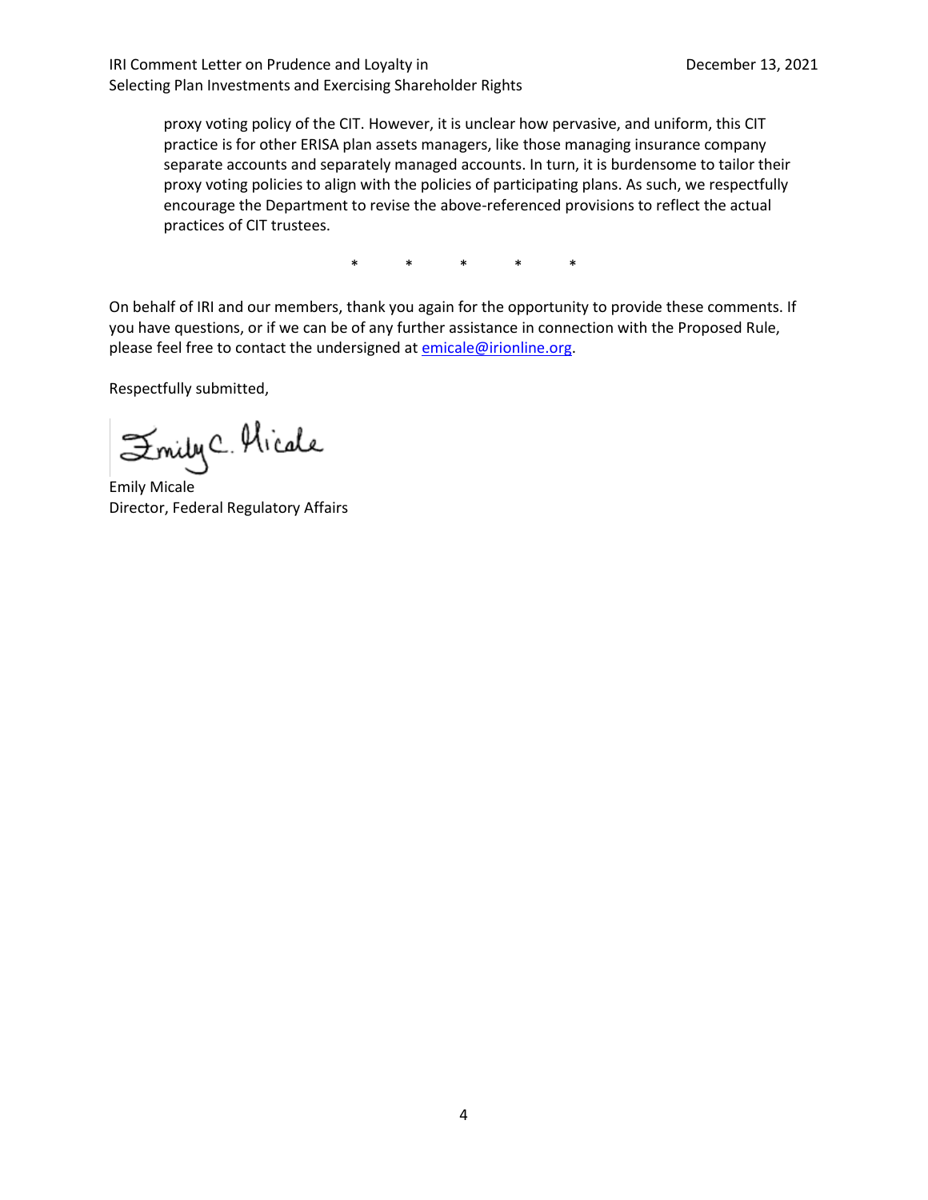proxy voting policy of the CIT. However, it is unclear how pervasive, and uniform, this CIT practice is for other ERISA plan assets managers, like those managing insurance company separate accounts and separately managed accounts. In turn, it is burdensome to tailor their proxy voting policies to align with the policies of participating plans. As such, we respectfully encourage the Department to revise the above-referenced provisions to reflect the actual practices of CIT trustees.

\* \* \* \* \*

On behalf of IRI and our members, thank you again for the opportunity to provide these comments. If you have questions, or if we can be of any further assistance in connection with the Proposed Rule, please feel free to contact the undersigned at [emicale@irionline.org](mailto:emicale@irionline.org).

Respectfully submitted,

Emily C. Micale

Emily Micale
Director, Federal Regulatory Affairs